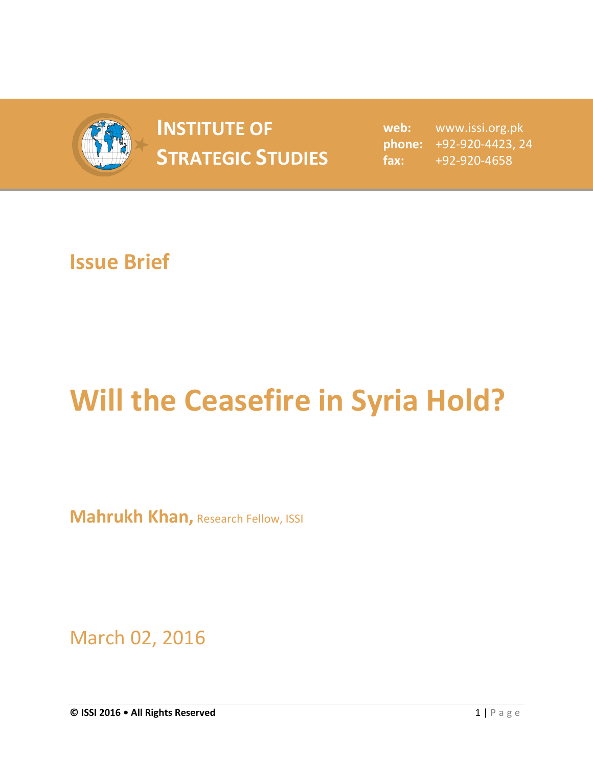**INSTITUTE OF STRATEGIC STUDIES**

**web:** www.issi.org.pk
**phone:** +92-920-4423, 24
**fax:** +92-920-4658

## Issue Brief

# Will the Ceasefire in Syria Hold?

**Mahrukh Khan,** Research Fellow, ISSI

March 02, 2016

**© ISSI 2016 • All Rights Reserved**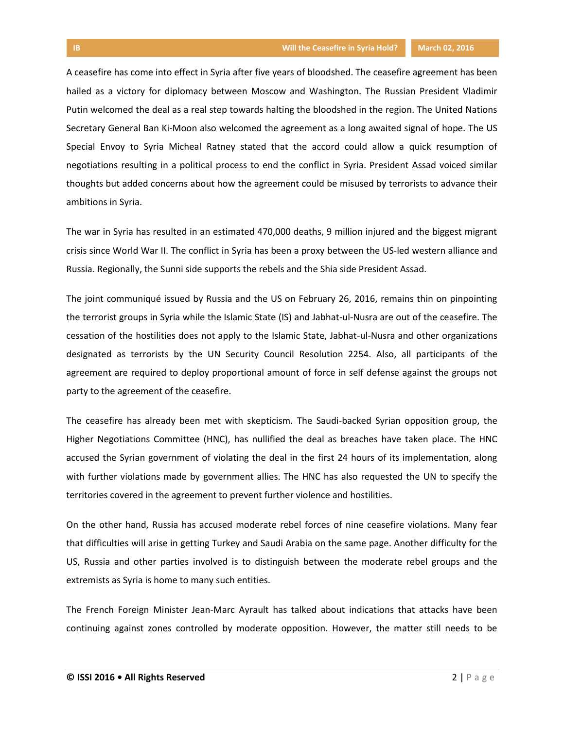A ceasefire has come into effect in Syria after five years of bloodshed. The ceasefire agreement has been hailed as a victory for diplomacy between Moscow and Washington. The Russian President Vladimir Putin welcomed the deal as a real step towards halting the bloodshed in the region. The United Nations Secretary General Ban Ki-Moon also welcomed the agreement as a long awaited signal of hope. The US Special Envoy to Syria Micheal Ratney stated that the accord could allow a quick resumption of negotiations resulting in a political process to end the conflict in Syria. President Assad voiced similar thoughts but added concerns about how the agreement could be misused by terrorists to advance their ambitions in Syria.

The war in Syria has resulted in an estimated 470,000 deaths, 9 million injured and the biggest migrant crisis since World War II. The conflict in Syria has been a proxy between the US-led western alliance and Russia. Regionally, the Sunni side supports the rebels and the Shia side President Assad.

The joint communiqué issued by Russia and the US on February 26, 2016, remains thin on pinpointing the terrorist groups in Syria while the Islamic State (IS) and Jabhat-ul-Nusra are out of the ceasefire. The cessation of the hostilities does not apply to the Islamic State, Jabhat-ul-Nusra and other organizations designated as terrorists by the UN Security Council Resolution 2254. Also, all participants of the agreement are required to deploy proportional amount of force in self defense against the groups not party to the agreement of the ceasefire.

The ceasefire has already been met with skepticism. The Saudi-backed Syrian opposition group, the Higher Negotiations Committee (HNC), has nullified the deal as breaches have taken place. The HNC accused the Syrian government of violating the deal in the first 24 hours of its implementation, along with further violations made by government allies. The HNC has also requested the UN to specify the territories covered in the agreement to prevent further violence and hostilities.

On the other hand, Russia has accused moderate rebel forces of nine ceasefire violations. Many fear that difficulties will arise in getting Turkey and Saudi Arabia on the same page. Another difficulty for the US, Russia and other parties involved is to distinguish between the moderate rebel groups and the extremists as Syria is home to many such entities.

The French Foreign Minister Jean-Marc Ayrault has talked about indications that attacks have been continuing against zones controlled by moderate opposition. However, the matter still needs to be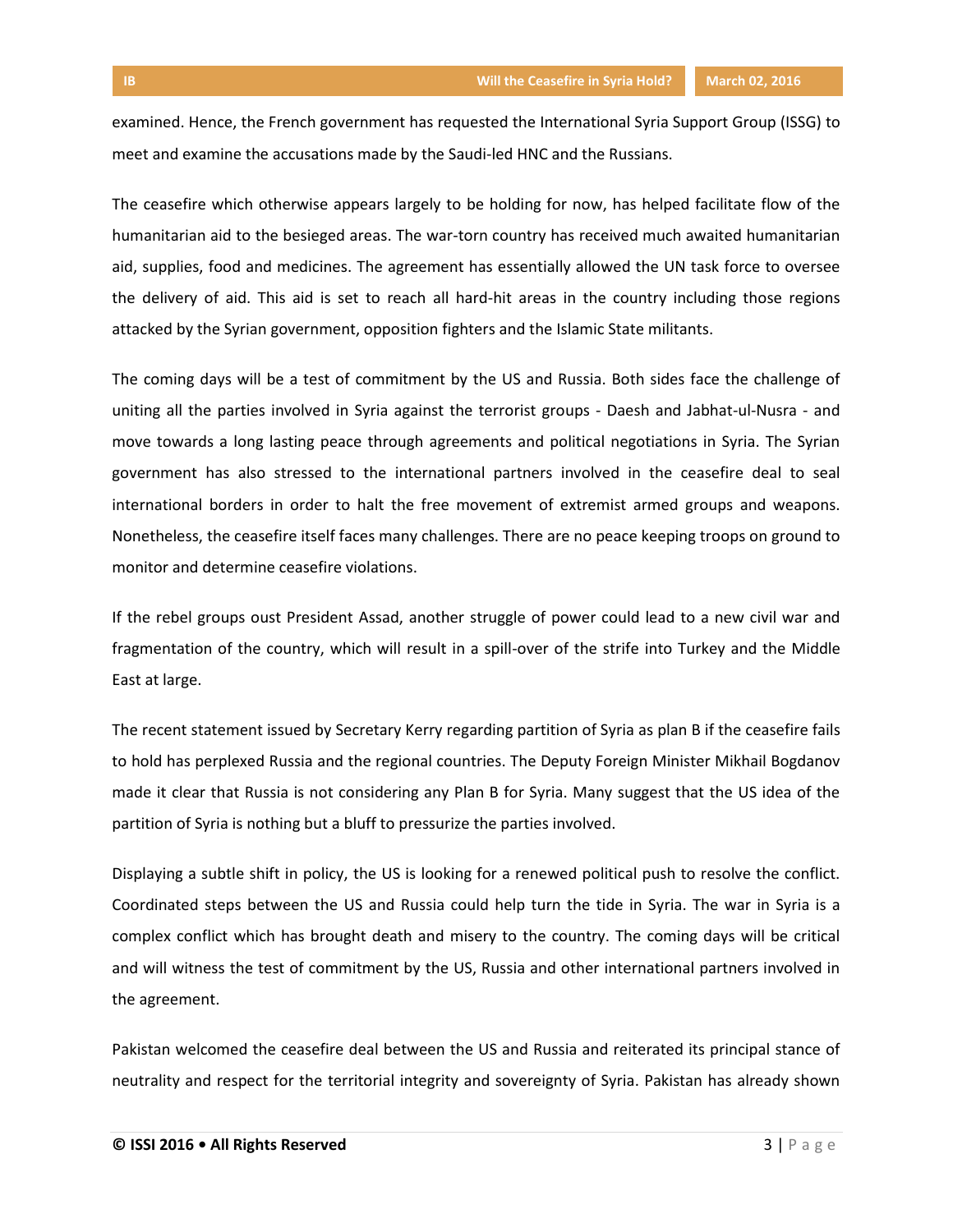examined. Hence, the French government has requested the International Syria Support Group (ISSG) to meet and examine the accusations made by the Saudi-led HNC and the Russians.

The ceasefire which otherwise appears largely to be holding for now, has helped facilitate flow of the humanitarian aid to the besieged areas. The war-torn country has received much awaited humanitarian aid, supplies, food and medicines. The agreement has essentially allowed the UN task force to oversee the delivery of aid. This aid is set to reach all hard-hit areas in the country including those regions attacked by the Syrian government, opposition fighters and the Islamic State militants.

The coming days will be a test of commitment by the US and Russia. Both sides face the challenge of uniting all the parties involved in Syria against the terrorist groups - Daesh and Jabhat-ul-Nusra - and move towards a long lasting peace through agreements and political negotiations in Syria. The Syrian government has also stressed to the international partners involved in the ceasefire deal to seal international borders in order to halt the free movement of extremist armed groups and weapons. Nonetheless, the ceasefire itself faces many challenges. There are no peace keeping troops on ground to monitor and determine ceasefire violations.

If the rebel groups oust President Assad, another struggle of power could lead to a new civil war and fragmentation of the country, which will result in a spill-over of the strife into Turkey and the Middle East at large.

The recent statement issued by Secretary Kerry regarding partition of Syria as plan B if the ceasefire fails to hold has perplexed Russia and the regional countries. The Deputy Foreign Minister Mikhail Bogdanov made it clear that Russia is not considering any Plan B for Syria. Many suggest that the US idea of the partition of Syria is nothing but a bluff to pressurize the parties involved.

Displaying a subtle shift in policy, the US is looking for a renewed political push to resolve the conflict. Coordinated steps between the US and Russia could help turn the tide in Syria. The war in Syria is a complex conflict which has brought death and misery to the country. The coming days will be critical and will witness the test of commitment by the US, Russia and other international partners involved in the agreement.

Pakistan welcomed the ceasefire deal between the US and Russia and reiterated its principal stance of neutrality and respect for the territorial integrity and sovereignty of Syria. Pakistan has already shown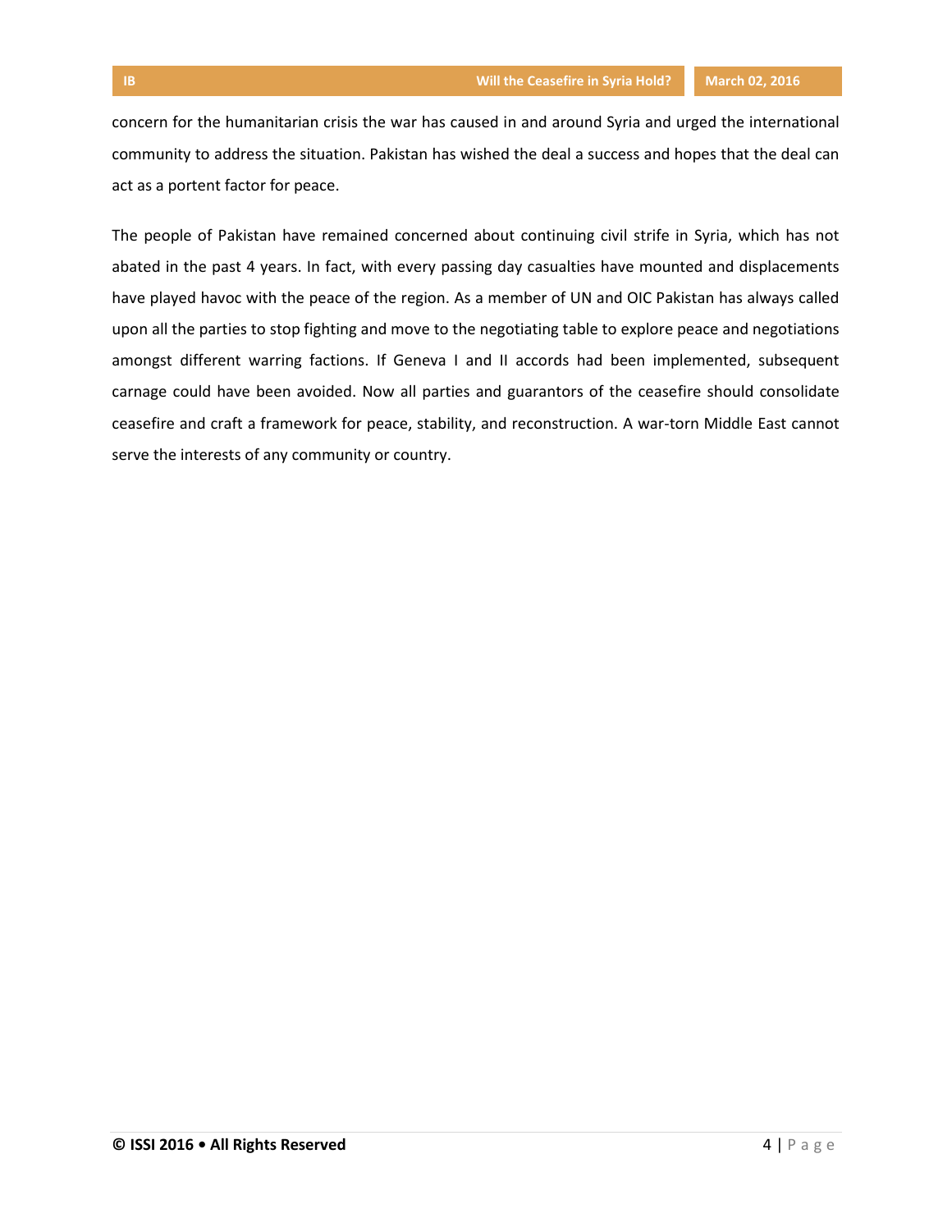concern for the humanitarian crisis the war has caused in and around Syria and urged the international community to address the situation. Pakistan has wished the deal a success and hopes that the deal can act as a portent factor for peace.

The people of Pakistan have remained concerned about continuing civil strife in Syria, which has not abated in the past 4 years. In fact, with every passing day casualties have mounted and displacements have played havoc with the peace of the region. As a member of UN and OIC Pakistan has always called upon all the parties to stop fighting and move to the negotiating table to explore peace and negotiations amongst different warring factions. If Geneva I and II accords had been implemented, subsequent carnage could have been avoided. Now all parties and guarantors of the ceasefire should consolidate ceasefire and craft a framework for peace, stability, and reconstruction. A war-torn Middle East cannot serve the interests of any community or country.